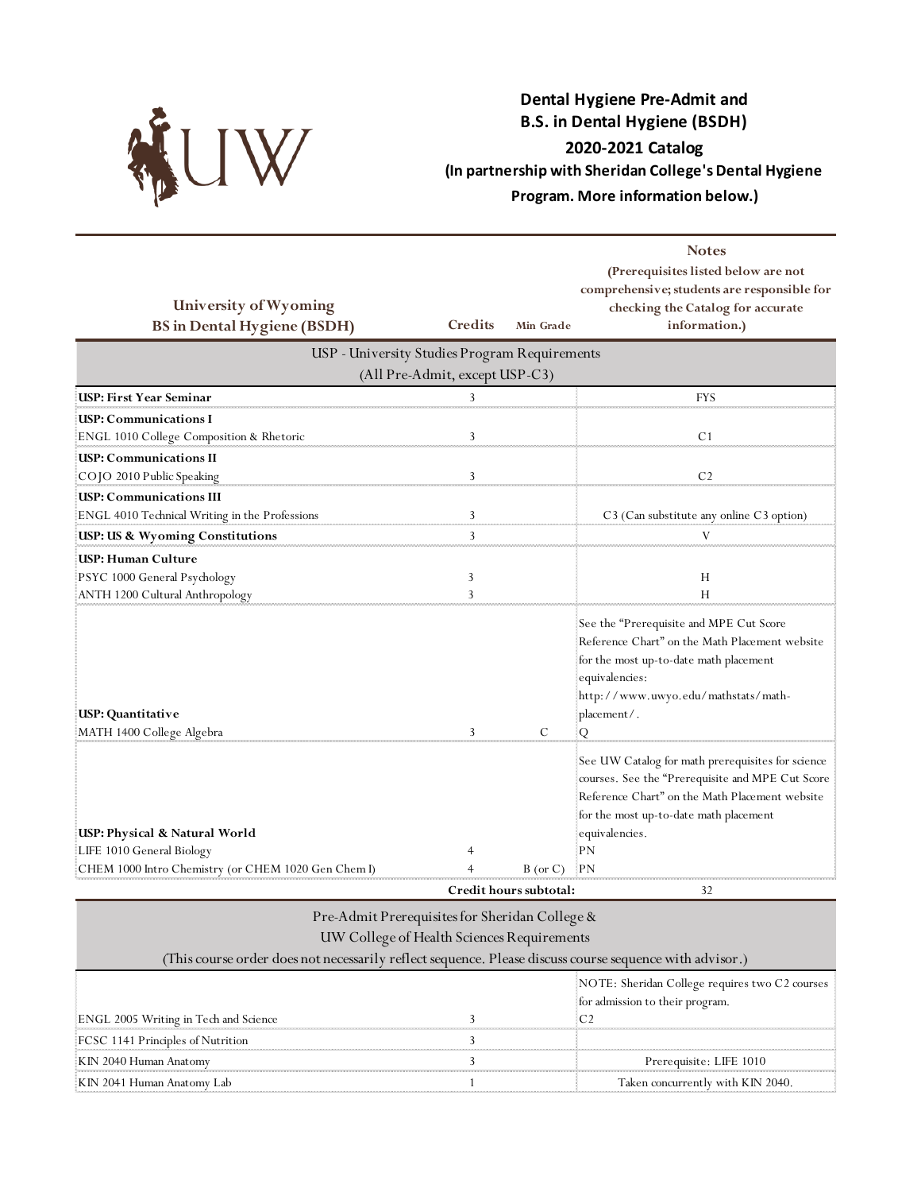# Dental Hygiene Pre-Admit and B.S. in Dental Hygiene (BSDH)

## 2020-2021 Catalog

**(In partnership with Sheridan College's Dental Hygiene Program. More information below.)**

| University of Wyoming BS in Dental Hygiene (BSDH) | Credits | Min Grade | Notes (Prerequisites listed below are not comprehensive; students are responsible for checking the Catalog for accurate information.) |
|---|---|---|---|
| **USP - University Studies Program Requirements (All Pre-Admit, except USP-C3)** | | | |
| **USP: First Year Seminar** | 3 | | FYS |
| **USP: Communications I** | | | |
| ENGL 1010 College Composition & Rhetoric | 3 | | C1 |
| **USP: Communications II** | | | |
| COJO 2010 Public Speaking | 3 | | C2 |
| **USP: Communications III** | | | |
| ENGL 4010 Technical Writing in the Professions | 3 | | C3 (Can substitute any online C3 option) |
| **USP: US & Wyoming Constitutions** | 3 | | V |
| **USP: Human Culture** | | | |
| PSYC 1000 General Psychology | 3 | | H |
| ANTH 1200 Cultural Anthropology | 3 | | H |
| **USP: Quantitative** | | | See the "Prerequisite and MPE Cut Score Reference Chart" on the Math Placement website for the most up-to-date math placement equivalencies: http://www.uwyo.edu/mathstats/math-placement/. |
| MATH 1400 College Algebra | 3 | C | Q |
| **USP: Physical & Natural World** | | | See UW Catalog for math prerequisites for science courses. See the "Prerequisite and MPE Cut Score Reference Chart" on the Math Placement website for the most up-to-date math placement equivalencies. |
| LIFE 1010 General Biology | 4 | | PN |
| CHEM 1000 Intro Chemistry (or CHEM 1020 Gen Chem I) | 4 | B (or C) | PN |
| | **Credit hours subtotal:** | | 32 |
| **Pre-Admit Prerequisites for Sheridan College & UW College of Health Sciences Requirements (This course order does not necessarily reflect sequence. Please discuss course sequence with advisor.)** | | | |
| ENGL 2005 Writing in Tech and Science | 3 | | NOTE: Sheridan College requires two C2 courses for admission to their program. C2 |
| FCSC 1141 Principles of Nutrition | 3 | | |
| KIN 2040 Human Anatomy | 3 | | Prerequisite: LIFE 1010 |
| KIN 2041 Human Anatomy Lab | 1 | | Taken concurrently with KIN 2040. |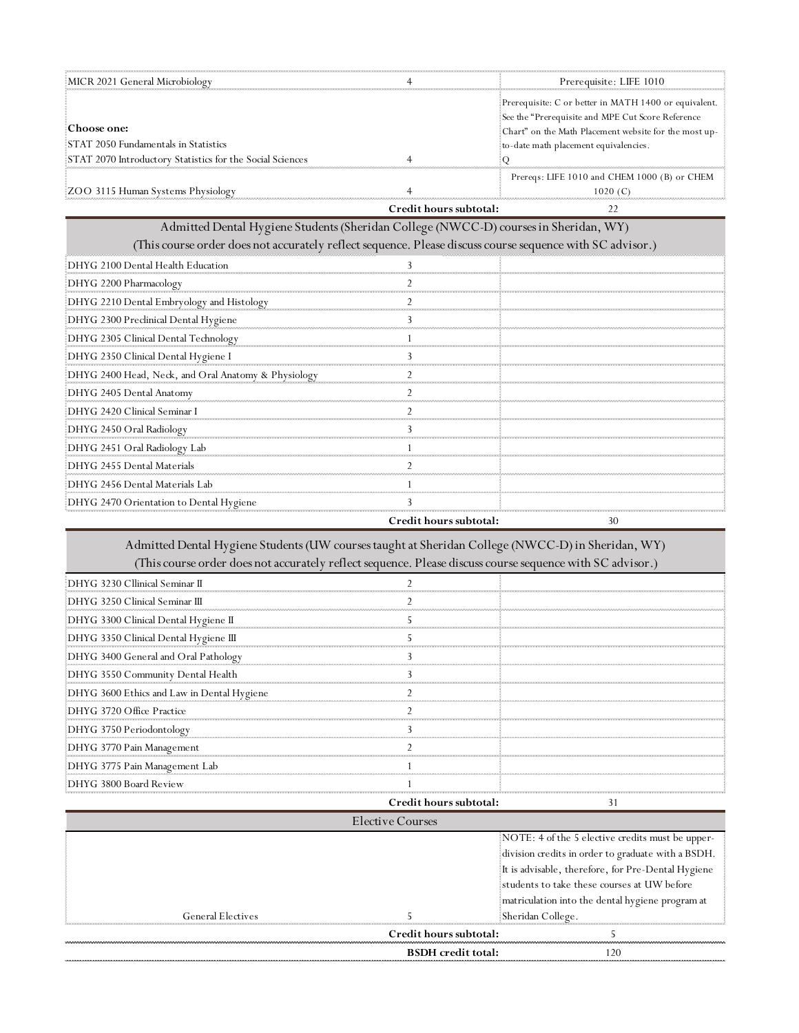| | | |
|---|---|---|
| MICR 2021 General Microbiology | 4 | Prerequisite: LIFE 1010 |
| **Choose one:**<br>STAT 2050 Fundamentals in Statistics<br>STAT 2070 Introductory Statistics for the Social Sciences | 4 | Prerequisite: C or better in MATH 1400 or equivalent. See the "Prerequisite and MPE Cut Score Reference Chart" on the Math Placement website for the most up-to-date math placement equivalencies.<br>Q |
| ZOO 3115 Human Systems Physiology | 4 | Prereqs: LIFE 1010 and CHEM 1000 (B) or CHEM 1020 (C) |
| | **Credit hours subtotal:** | 22 |

## Admitted Dental Hygiene Students (Sheridan College (NWCC-D) courses in Sheridan, WY)

(This course order does not accurately reflect sequence. Please discuss course sequence with SC advisor.)

| | | |
|---|---|---|
| DHYG 2100 Dental Health Education | 3 | |
| DHYG 2200 Pharmacology | 2 | |
| DHYG 2210 Dental Embryology and Histology | 2 | |
| DHYG 2300 Preclinical Dental Hygiene | 3 | |
| DHYG 2305 Clinical Dental Technology | 1 | |
| DHYG 2350 Clinical Dental Hygiene I | 3 | |
| DHYG 2400 Head, Neck, and Oral Anatomy & Physiology | 2 | |
| DHYG 2405 Dental Anatomy | 2 | |
| DHYG 2420 Clinical Seminar I | 2 | |
| DHYG 2450 Oral Radiology | 3 | |
| DHYG 2451 Oral Radiology Lab | 1 | |
| DHYG 2455 Dental Materials | 2 | |
| DHYG 2456 Dental Materials Lab | 1 | |
| DHYG 2470 Orientation to Dental Hygiene | 3 | |
| | **Credit hours subtotal:** | 30 |

## Admitted Dental Hygiene Students (UW courses taught at Sheridan College (NWCC-D) in Sheridan, WY)

(This course order does not accurately reflect sequence. Please discuss course sequence with SC advisor.)

| | | |
|---|---|---|
| DHYG 3230 Cllinical Seminar II | 2 | |
| DHYG 3250 Clinical Seminar III | 2 | |
| DHYG 3300 Clinical Dental Hygiene II | 5 | |
| DHYG 3350 Clinical Dental Hygiene III | 5 | |
| DHYG 3400 General and Oral Pathology | 3 | |
| DHYG 3550 Community Dental Health | 3 | |
| DHYG 3600 Ethics and Law in Dental Hygiene | 2 | |
| DHYG 3720 Office Practice | 2 | |
| DHYG 3750 Periodontology | 3 | |
| DHYG 3770 Pain Management | 2 | |
| DHYG 3775 Pain Management Lab | 1 | |
| DHYG 3800 Board Review | 1 | |
| | **Credit hours subtotal:** | 31 |

## Elective Courses

| | | |
|---|---|---|
| General Electives | 5 | NOTE: 4 of the 5 elective credits must be upper-division credits in order to graduate with a BSDH. It is advisable, therefore, for Pre-Dental Hygiene students to take these courses at UW before matriculation into the dental hygiene program at Sheridan College. |
| | **Credit hours subtotal:** | 5 |
| | **BSDH credit total:** | 120 |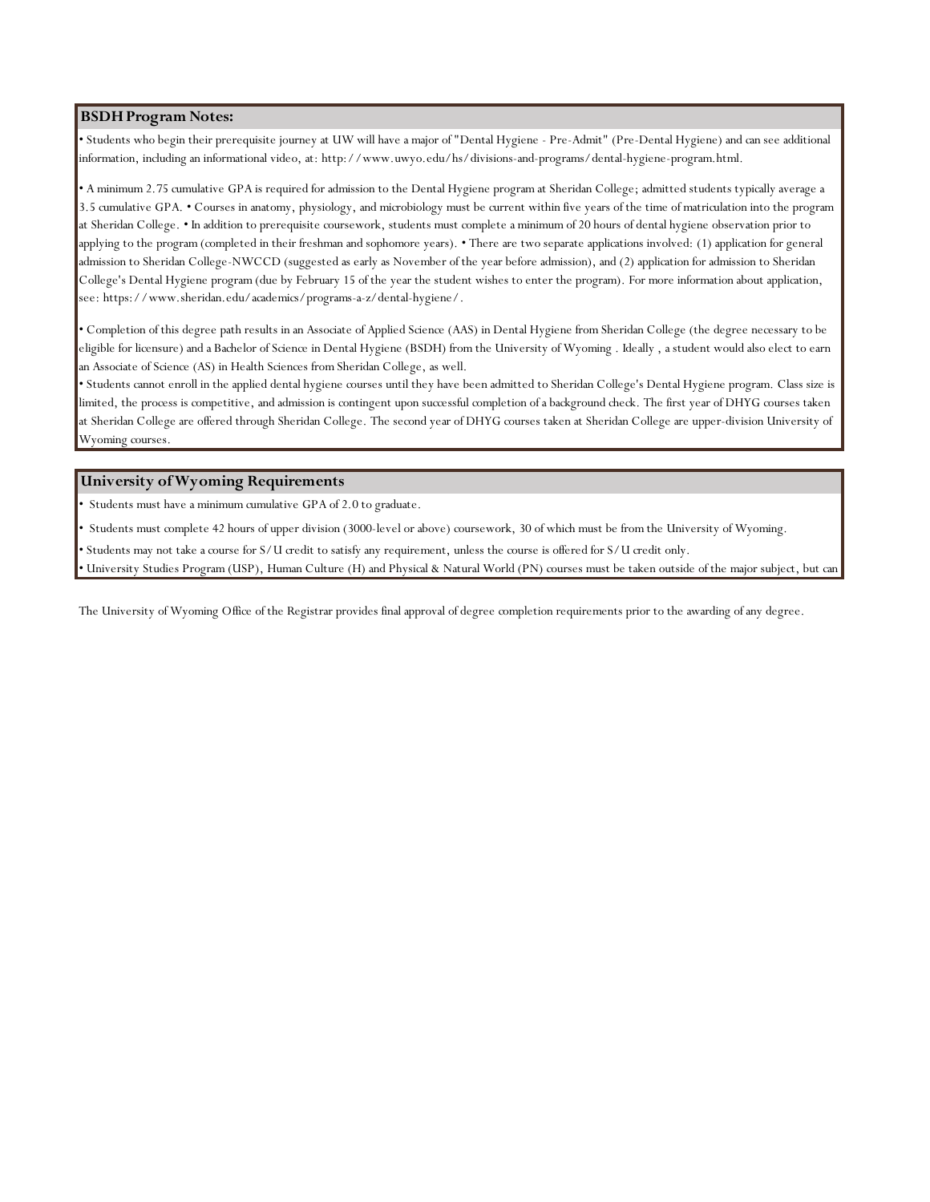## BSDH Program Notes:

• Students who begin their prerequisite journey at UW will have a major of "Dental Hygiene - Pre-Admit" (Pre-Dental Hygiene) and can see additional information, including an informational video, at: http://www.uwyo.edu/hs/divisions-and-programs/dental-hygiene-program.html.

• A minimum 2.75 cumulative GPA is required for admission to the Dental Hygiene program at Sheridan College; admitted students typically average a 3.5 cumulative GPA. • Courses in anatomy, physiology, and microbiology must be current within five years of the time of matriculation into the program at Sheridan College. • In addition to prerequisite coursework, students must complete a minimum of 20 hours of dental hygiene observation prior to applying to the program (completed in their freshman and sophomore years). • There are two separate applications involved: (1) application for general admission to Sheridan College-NWCCD (suggested as early as November of the year before admission), and (2) application for admission to Sheridan College's Dental Hygiene program (due by February 15 of the year the student wishes to enter the program). For more information about application, see: https://www.sheridan.edu/academics/programs-a-z/dental-hygiene/.

• Completion of this degree path results in an Associate of Applied Science (AAS) in Dental Hygiene from Sheridan College (the degree necessary to be eligible for licensure) and a Bachelor of Science in Dental Hygiene (BSDH) from the University of Wyoming . Ideally , a student would also elect to earn an Associate of Science (AS) in Health Sciences from Sheridan College, as well.

• Students cannot enroll in the applied dental hygiene courses until they have been admitted to Sheridan College's Dental Hygiene program. Class size is limited, the process is competitive, and admission is contingent upon successful completion of a background check. The first year of DHYG courses taken at Sheridan College are offered through Sheridan College. The second year of DHYG courses taken at Sheridan College are upper-division University of Wyoming courses.

## University of Wyoming Requirements

• Students must have a minimum cumulative GPA of 2.0 to graduate.

• Students must complete 42 hours of upper division (3000-level or above) coursework, 30 of which must be from the University of Wyoming.

• Students may not take a course for S/U credit to satisfy any requirement, unless the course is offered for S/U credit only.

• University Studies Program (USP), Human Culture (H) and Physical & Natural World (PN) courses must be taken outside of the major subject, but can

The University of Wyoming Office of the Registrar provides final approval of degree completion requirements prior to the awarding of any degree.